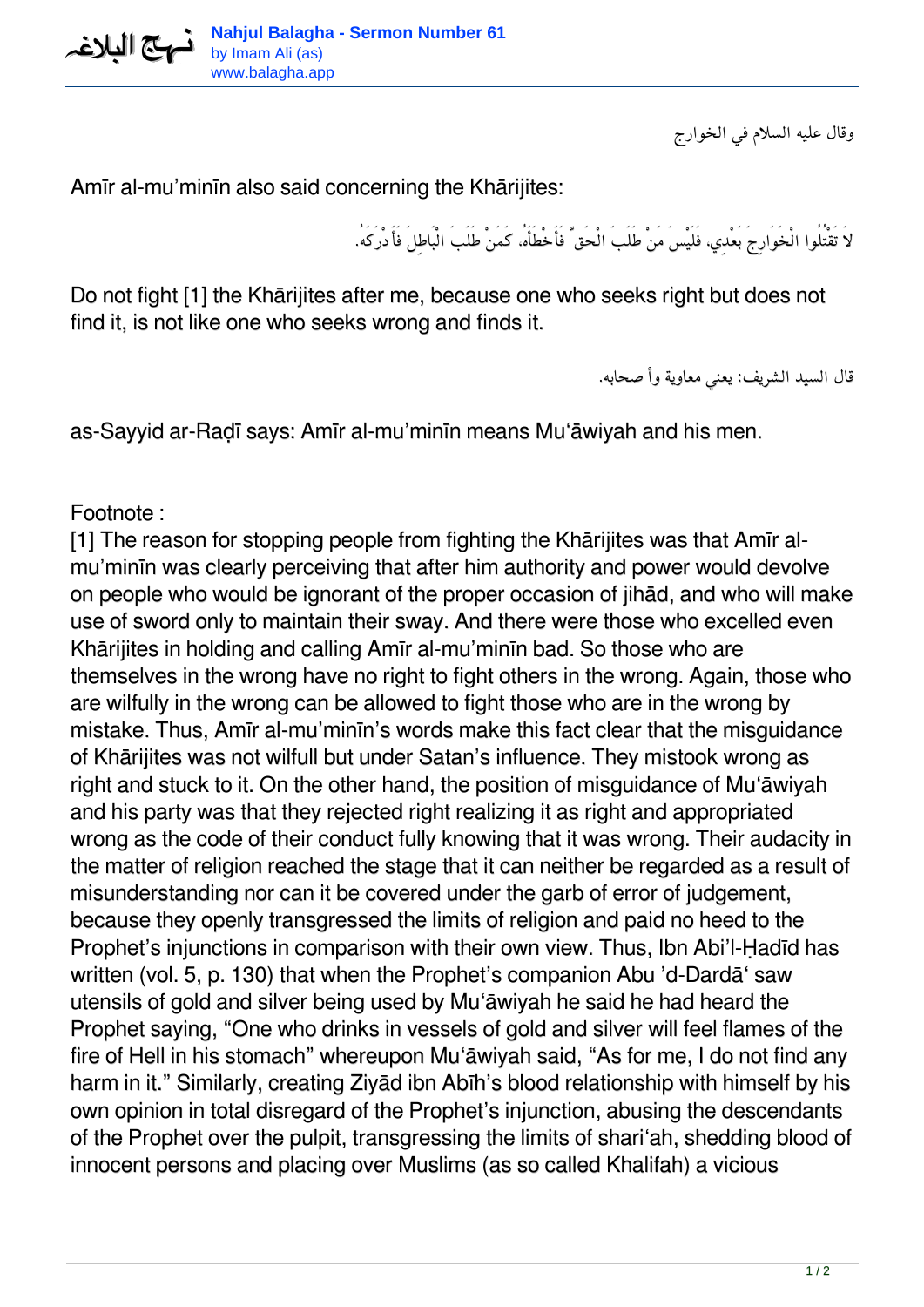وقال عليه السلام في الخوارج

Amīr al-mu'minīn also said concerning the Khārijites:

لاَ تَقْتُلُوا الْخَوَارِجَ بَعْدِي، فَلَيْسَ مَنْ طَلَبَ الْحَقَّ فَأَخْطَأَهُ، كَمَنْ طَلَبَ الْبَاطِلَ فَأَدْرَكَهُ.

Do not fight [1] the Khārijites after me, because one who seeks right but does not find it, is not like one who seeks wrong and finds it.

قال السيد الشريف: يعني معاوية وأصحابه.

as-Sayyid ar-Raḍī says: Amīr al-mu'minīn means Mu'āwiyah and his men.

Footnote :

[1] The reason for stopping people from fighting the Khārijites was that Amīr al-mu'minīn was clearly perceiving that after him authority and power would devolve on people who would be ignorant of the proper occasion of jihād, and who will make use of sword only to maintain their sway. And there were those who excelled even Khārijites in holding and calling Amīr al-mu'minīn bad. So those who are themselves in the wrong have no right to fight others in the wrong. Again, those who are wilfully in the wrong can be allowed to fight those who are in the wrong by mistake. Thus, Amīr al-mu'minīn's words make this fact clear that the misguidance of Khārijites was not wilfull but under Satan's influence. They mistook wrong as right and stuck to it. On the other hand, the position of misguidance of Mu'āwiyah and his party was that they rejected right realizing it as right and appropriated wrong as the code of their conduct fully knowing that it was wrong. Their audacity in the matter of religion reached the stage that it can neither be regarded as a result of misunderstanding nor can it be covered under the garb of error of judgement, because they openly transgressed the limits of religion and paid no heed to the Prophet's injunctions in comparison with their own view. Thus, Ibn Abi'l-Ḥadīd has written (vol. 5, p. 130) that when the Prophet's companion Abu 'd-Dardā' saw utensils of gold and silver being used by Mu'āwiyah he said he had heard the Prophet saying, "One who drinks in vessels of gold and silver will feel flames of the fire of Hell in his stomach" whereupon Mu'āwiyah said, "As for me, I do not find any harm in it." Similarly, creating Ziyād ibn Abīh's blood relationship with himself by his own opinion in total disregard of the Prophet's injunction, abusing the descendants of the Prophet over the pulpit, transgressing the limits of shari'ah, shedding blood of innocent persons and placing over Muslims (as so called Khalifah) a vicious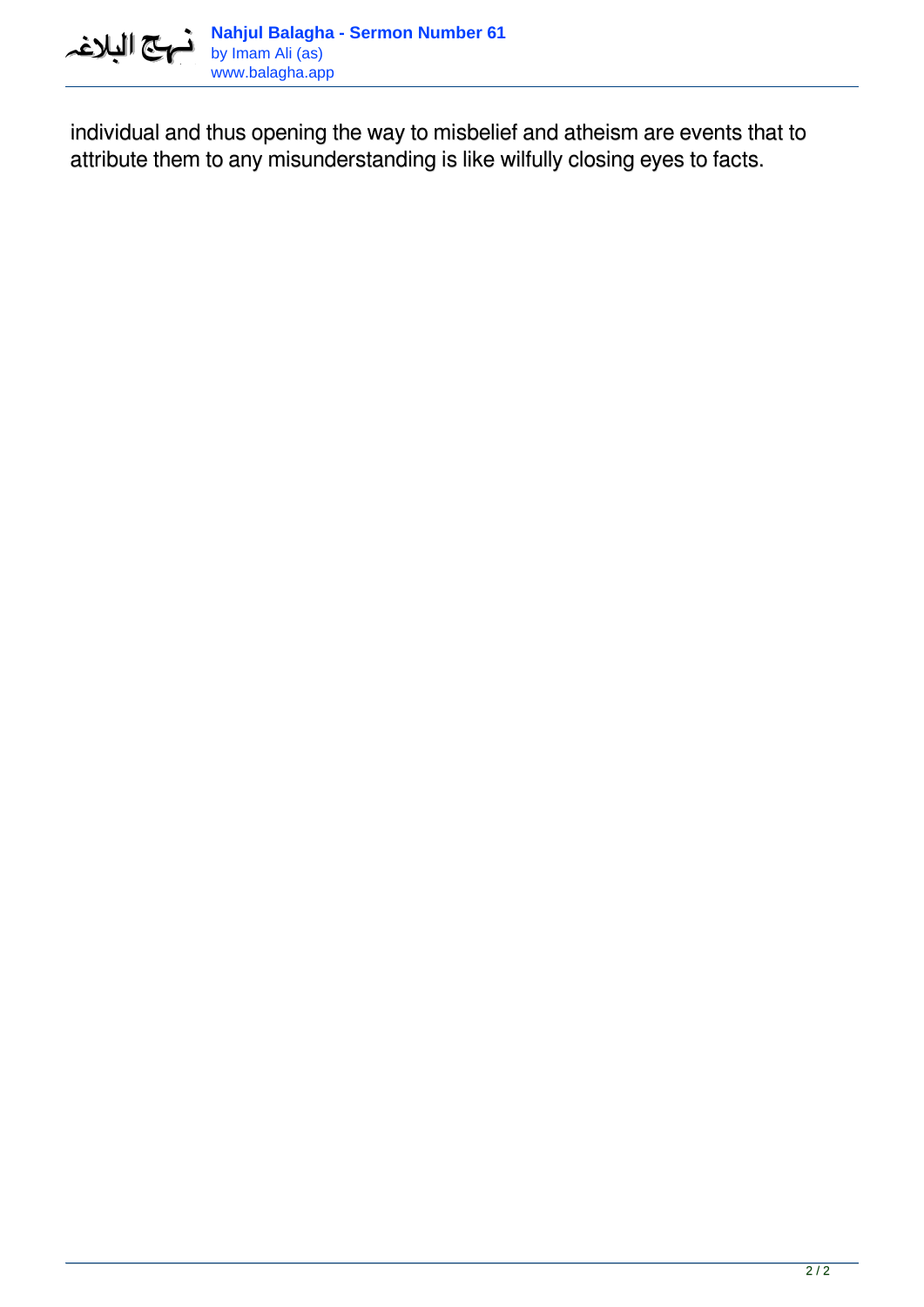individual and thus opening the way to misbelief and atheism are events that to attribute them to any misunderstanding is like wilfully closing eyes to facts.